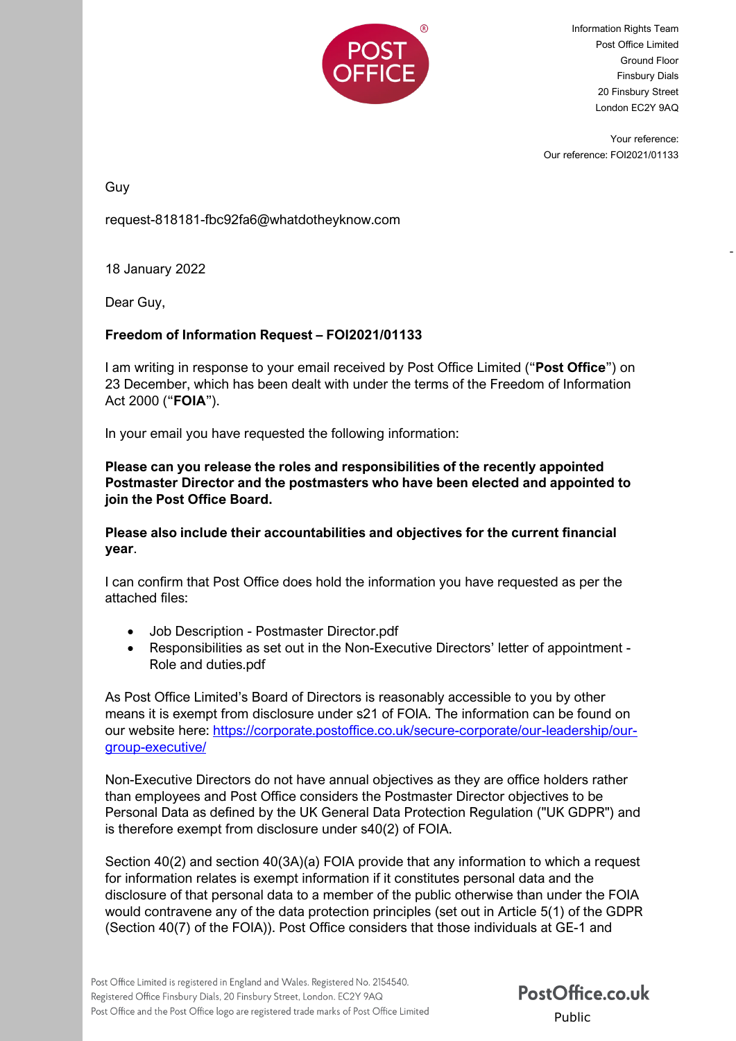Information Rights Team
Post Office Limited
Ground Floor
Finsbury Dials
20 Finsbury Street
London EC2Y 9AQ

Your reference:
Our reference: FOI2021/01133

Guy

request-818181-fbc92fa6@whatdotheyknow.com

18 January 2022

Dear Guy,

**Freedom of Information Request – FOI2021/01133**

I am writing in response to your email received by Post Office Limited ("**Post Office**") on 23 December, which has been dealt with under the terms of the Freedom of Information Act 2000 ("**FOIA**").

In your email you have requested the following information:

**Please can you release the roles and responsibilities of the recently appointed Postmaster Director and the postmasters who have been elected and appointed to join the Post Office Board.**

**Please also include their accountabilities and objectives for the current financial year**.

I can confirm that Post Office does hold the information you have requested as per the attached files:

- Job Description - Postmaster Director.pdf
- Responsibilities as set out in the Non-Executive Directors' letter of appointment - Role and duties.pdf

As Post Office Limited's Board of Directors is reasonably accessible to you by other means it is exempt from disclosure under s21 of FOIA. The information can be found on our website here: [https://corporate.postoffice.co.uk/secure-corporate/our-leadership/our-group-executive/](https://corporate.postoffice.co.uk/secure-corporate/our-leadership/our-group-executive/)

Non-Executive Directors do not have annual objectives as they are office holders rather than employees and Post Office considers the Postmaster Director objectives to be Personal Data as defined by the UK General Data Protection Regulation ("UK GDPR") and is therefore exempt from disclosure under s40(2) of FOIA.

Section 40(2) and section 40(3A)(a) FOIA provide that any information to which a request for information relates is exempt information if it constitutes personal data and the disclosure of that personal data to a member of the public otherwise than under the FOIA would contravene any of the data protection principles (set out in Article 5(1) of the GDPR (Section 40(7) of the FOIA)). Post Office considers that those individuals at GE-1 and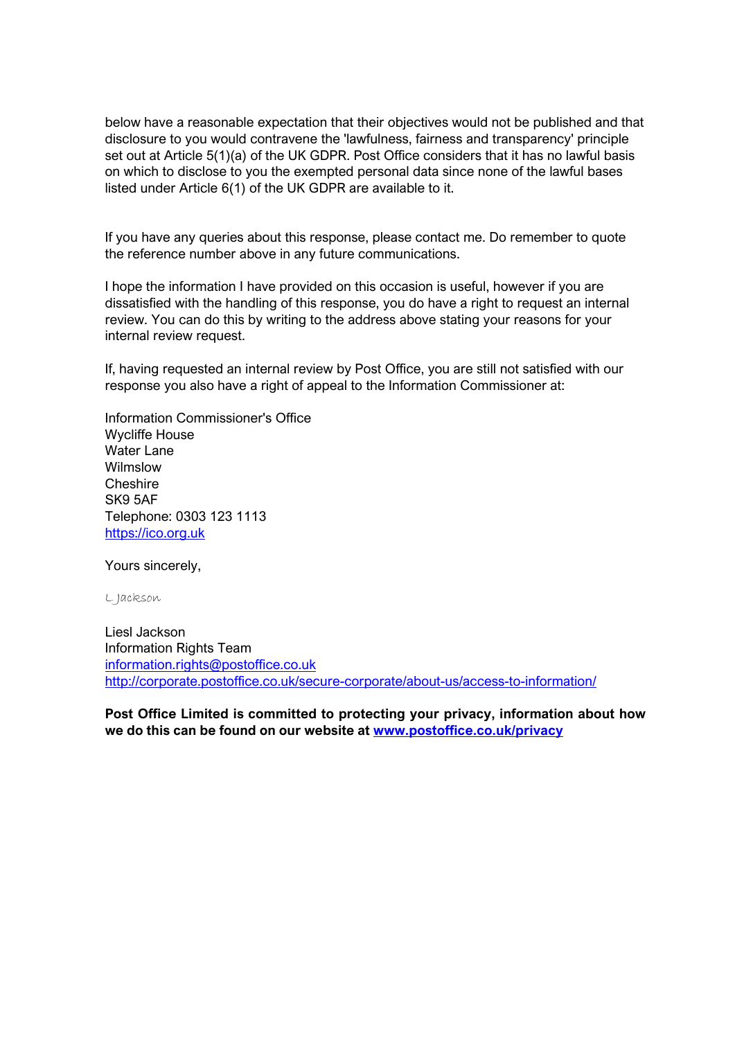below have a reasonable expectation that their objectives would not be published and that disclosure to you would contravene the 'lawfulness, fairness and transparency' principle set out at Article 5(1)(a) of the UK GDPR. Post Office considers that it has no lawful basis on which to disclose to you the exempted personal data since none of the lawful bases listed under Article 6(1) of the UK GDPR are available to it.

If you have any queries about this response, please contact me. Do remember to quote the reference number above in any future communications.

I hope the information I have provided on this occasion is useful, however if you are dissatisfied with the handling of this response, you do have a right to request an internal review. You can do this by writing to the address above stating your reasons for your internal review request.

If, having requested an internal review by Post Office, you are still not satisfied with our response you also have a right of appeal to the Information Commissioner at:

Information Commissioner's Office
Wycliffe House
Water Lane
Wilmslow
Cheshire
SK9 5AF
Telephone: 0303 123 1113
https://ico.org.uk

Yours sincerely,

L Jackson

Liesl Jackson
Information Rights Team
information.rights@postoffice.co.uk
http://corporate.postoffice.co.uk/secure-corporate/about-us/access-to-information/

**Post Office Limited is committed to protecting your privacy, information about how we do this can be found on our website at www.postoffice.co.uk/privacy**